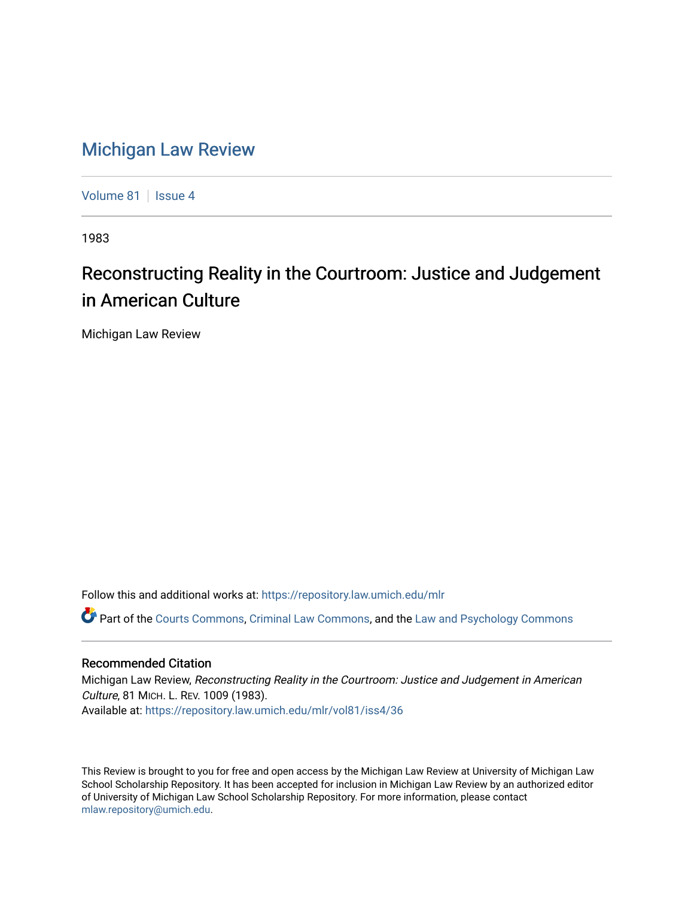# Michigan Law Review

Volume 81 | Issue 4

1983

## Reconstructing Reality in the Courtroom: Justice and Judgement in American Culture

Michigan Law Review

Follow this and additional works at: https://repository.law.umich.edu/mlr

Part of the Courts Commons, Criminal Law Commons, and the Law and Psychology Commons

### Recommended Citation

Michigan Law Review, *Reconstructing Reality in the Courtroom: Justice and Judgement in American Culture*, 81 MICH. L. REV. 1009 (1983).
Available at: https://repository.law.umich.edu/mlr/vol81/iss4/36

This Review is brought to you for free and open access by the Michigan Law Review at University of Michigan Law School Scholarship Repository. It has been accepted for inclusion in Michigan Law Review by an authorized editor of University of Michigan Law School Scholarship Repository. For more information, please contact mlaw.repository@umich.edu.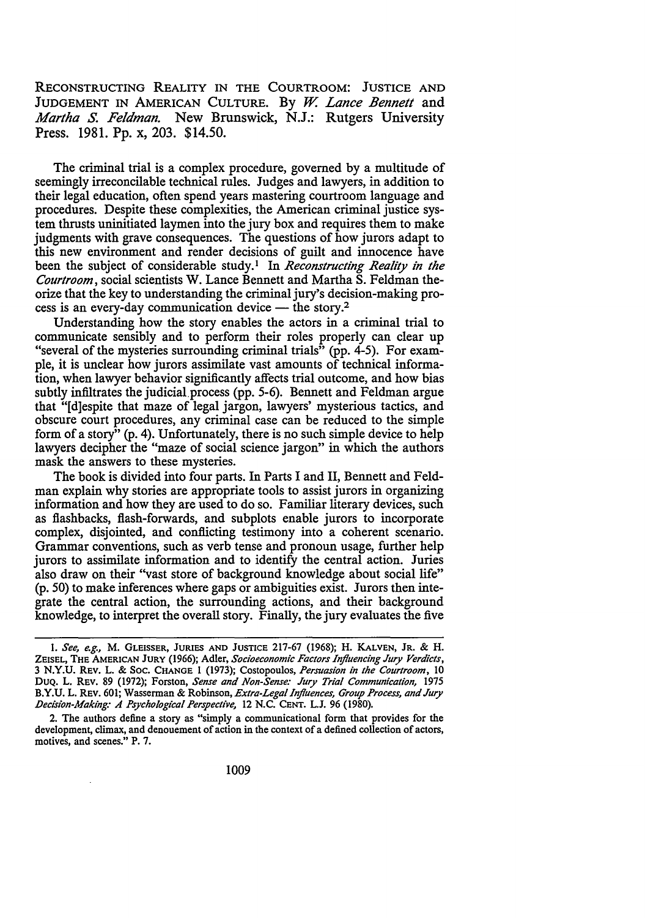RECONSTRUCTING REALITY IN THE COURTROOM: JUSTICE AND JUDGEMENT IN AMERICAN CULTURE. By *W. Lance Bennett* and *Martha S. Feldman*. New Brunswick, N.J.: Rutgers University Press. 1981. Pp. x, 203. $14.50.

The criminal trial is a complex procedure, governed by a multitude of seemingly irreconcilable technical rules. Judges and lawyers, in addition to their legal education, often spend years mastering courtroom language and procedures. Despite these complexities, the American criminal justice system thrusts uninitiated laymen into the jury box and requires them to make judgments with grave consequences. The questions of how jurors adapt to this new environment and render decisions of guilt and innocence have been the subject of considerable study.[1] In *Reconstructing Reality in the Courtroom*, social scientists W. Lance Bennett and Martha S. Feldman theorize that the key to understanding the criminal jury's decision-making process is an every-day communication device — the story.[2]

Understanding how the story enables the actors in a criminal trial to communicate sensibly and to perform their roles properly can clear up "several of the mysteries surrounding criminal trials" (pp. 4-5). For example, it is unclear how jurors assimilate vast amounts of technical information, when lawyer behavior significantly affects trial outcome, and how bias subtly infiltrates the judicial process (pp. 5-6). Bennett and Feldman argue that "[d]espite that maze of legal jargon, lawyers' mysterious tactics, and obscure court procedures, any criminal case can be reduced to the simple form of a story" (p. 4). Unfortunately, there is no such simple device to help lawyers decipher the "maze of social science jargon" in which the authors mask the answers to these mysteries.

The book is divided into four parts. In Parts I and II, Bennett and Feldman explain why stories are appropriate tools to assist jurors in organizing information and how they are used to do so. Familiar literary devices, such as flashbacks, flash-forwards, and subplots enable jurors to incorporate complex, disjointed, and conflicting testimony into a coherent scenario. Grammar conventions, such as verb tense and pronoun usage, further help jurors to assimilate information and to identify the central action. Juries also draw on their "vast store of background knowledge about social life" (p. 50) to make inferences where gaps or ambiguities exist. Jurors then integrate the central action, the surrounding actions, and their background knowledge, to interpret the overall story. Finally, the jury evaluates the five

---

1. *See, e.g.,* M. GLEISSER, JURIES AND JUSTICE 217-67 (1968); H. KALVEN, JR. & H. ZEISEL, THE AMERICAN JURY (1966); Adler, *Socioeconomic Factors Influencing Jury Verdicts*, 3 N.Y.U. REV. L. & SOC. CHANGE 1 (1973); Costopoulos, *Persuasion in the Courtroom*, 10 DUQ. L. REV. 89 (1972); Forston, *Sense and Non-Sense: Jury Trial Communication*, 1975 B.Y.U. L. REV. 601; Wasserman & Robinson, *Extra-Legal Influences, Group Process, and Jury Decision-Making: A Psychological Perspective*, 12 N.C. CENT. L.J. 96 (1980).

2. The authors define a story as "simply a communicational form that provides for the development, climax, and denouement of action in the context of a defined collection of actors, motives, and scenes." P. 7.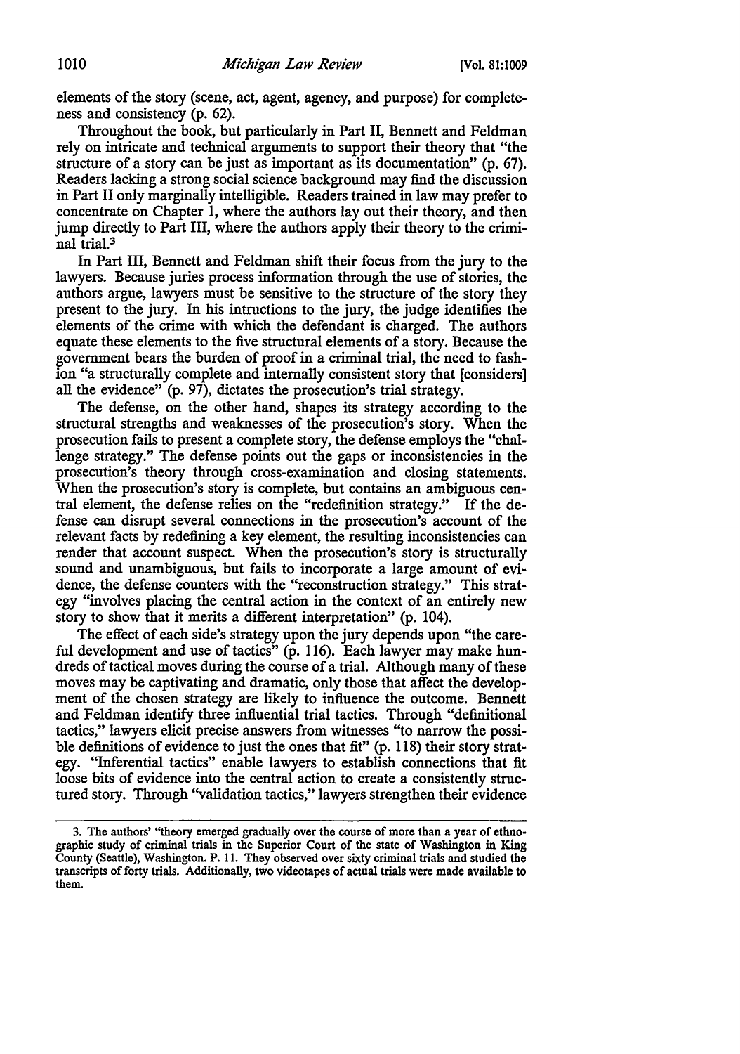elements of the story (scene, act, agent, agency, and purpose) for completeness and consistency (p. 62).

Throughout the book, but particularly in Part II, Bennett and Feldman rely on intricate and technical arguments to support their theory that "the structure of a story can be just as important as its documentation" (p. 67). Readers lacking a strong social science background may find the discussion in Part II only marginally intelligible. Readers trained in law may prefer to concentrate on Chapter 1, where the authors lay out their theory, and then jump directly to Part III, where the authors apply their theory to the criminal trial.[3]

In Part III, Bennett and Feldman shift their focus from the jury to the lawyers. Because juries process information through the use of stories, the authors argue, lawyers must be sensitive to the structure of the story they present to the jury. In his intructions to the jury, the judge identifies the elements of the crime with which the defendant is charged. The authors equate these elements to the five structural elements of a story. Because the government bears the burden of proof in a criminal trial, the need to fashion "a structurally complete and internally consistent story that [considers] all the evidence" (p. 97), dictates the prosecution's trial strategy.

The defense, on the other hand, shapes its strategy according to the structural strengths and weaknesses of the prosecution's story. When the prosecution fails to present a complete story, the defense employs the "challenge strategy." The defense points out the gaps or inconsistencies in the prosecution's theory through cross-examination and closing statements. When the prosecution's story is complete, but contains an ambiguous central element, the defense relies on the "redefinition strategy." If the defense can disrupt several connections in the prosecution's account of the relevant facts by redefining a key element, the resulting inconsistencies can render that account suspect. When the prosecution's story is structurally sound and unambiguous, but fails to incorporate a large amount of evidence, the defense counters with the "reconstruction strategy." This strategy "involves placing the central action in the context of an entirely new story to show that it merits a different interpretation" (p. 104).

The effect of each side's strategy upon the jury depends upon "the careful development and use of tactics" (p. 116). Each lawyer may make hundreds of tactical moves during the course of a trial. Although many of these moves may be captivating and dramatic, only those that affect the development of the chosen strategy are likely to influence the outcome. Bennett and Feldman identify three influential trial tactics. Through "definitional tactics," lawyers elicit precise answers from witnesses "to narrow the possible definitions of evidence to just the ones that fit" (p. 118) their story strategy. "Inferential tactics" enable lawyers to establish connections that fit loose bits of evidence into the central action to create a consistently structured story. Through "validation tactics," lawyers strengthen their evidence

---

3. The authors' "theory emerged gradually over the course of more than a year of ethnographic study of criminal trials in the Superior Court of the state of Washington in King County (Seattle), Washington. P. 11. They observed over sixty criminal trials and studied the transcripts of forty trials. Additionally, two videotapes of actual trials were made available to them.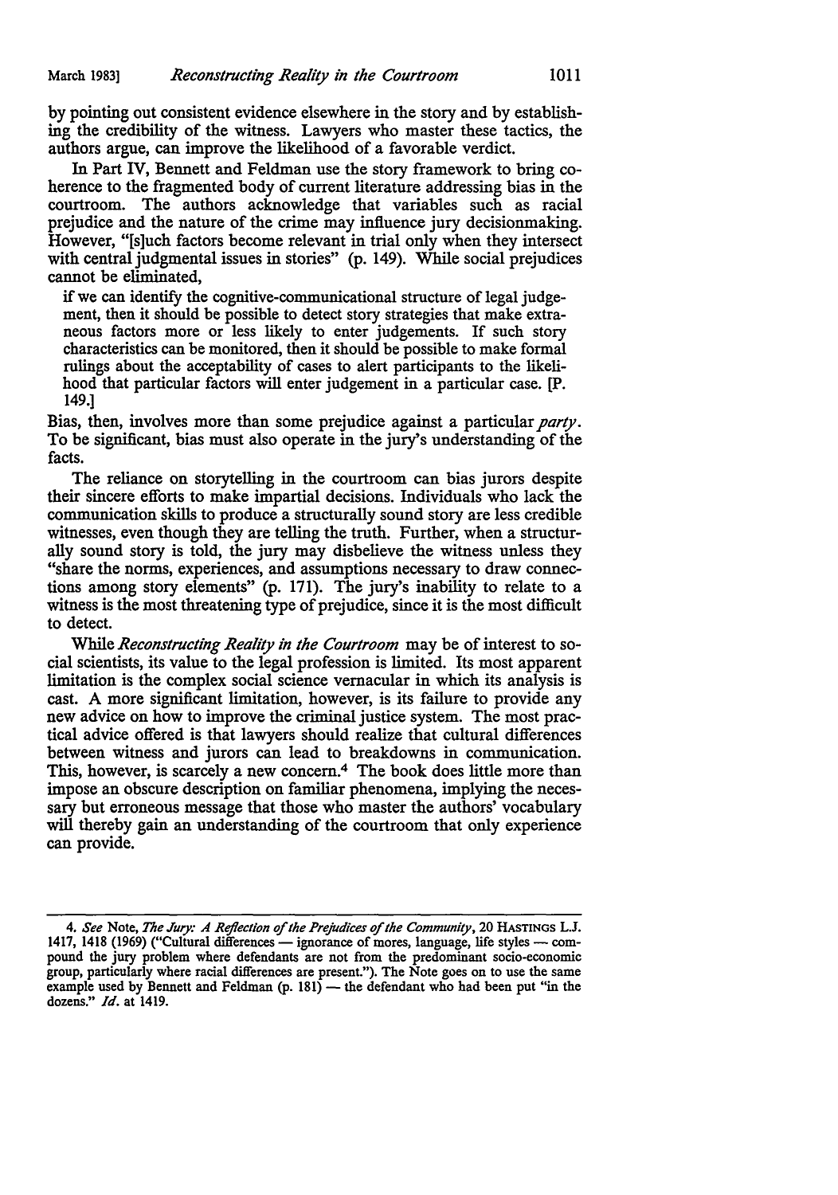by pointing out consistent evidence elsewhere in the story and by establishing the credibility of the witness. Lawyers who master these tactics, the authors argue, can improve the likelihood of a favorable verdict.

In Part IV, Bennett and Feldman use the story framework to bring coherence to the fragmented body of current literature addressing bias in the courtroom. The authors acknowledge that variables such as racial prejudice and the nature of the crime may influence jury decisionmaking. However, "[s]uch factors become relevant in trial only when they intersect with central judgmental issues in stories" (p. 149). While social prejudices cannot be eliminated,

> if we can identify the cognitive-communicational structure of legal judgement, then it should be possible to detect story strategies that make extraneous factors more or less likely to enter judgements. If such story characteristics can be monitored, then it should be possible to make formal rulings about the acceptability of cases to alert participants to the likelihood that particular factors will enter judgement in a particular case. [P. 149.]

Bias, then, involves more than some prejudice against a particular *party*. To be significant, bias must also operate in the jury's understanding of the facts.

The reliance on storytelling in the courtroom can bias jurors despite their sincere efforts to make impartial decisions. Individuals who lack the communication skills to produce a structurally sound story are less credible witnesses, even though they are telling the truth. Further, when a structurally sound story is told, the jury may disbelieve the witness unless they "share the norms, experiences, and assumptions necessary to draw connections among story elements" (p. 171). The jury's inability to relate to a witness is the most threatening type of prejudice, since it is the most difficult to detect.

While *Reconstructing Reality in the Courtroom* may be of interest to social scientists, its value to the legal profession is limited. Its most apparent limitation is the complex social science vernacular in which its analysis is cast. A more significant limitation, however, is its failure to provide any new advice on how to improve the criminal justice system. The most practical advice offered is that lawyers should realize that cultural differences between witness and jurors can lead to breakdowns in communication. This, however, is scarcely a new concern.[4] The book does little more than impose an obscure description on familiar phenomena, implying the necessary but erroneous message that those who master the authors' vocabulary will thereby gain an understanding of the courtroom that only experience can provide.

---

4. *See* Note, *The Jury: A Reflection of the Prejudices of the Community*, 20 HASTINGS L.J. 1417, 1418 (1969) ("Cultural differences — ignorance of mores, language, life styles — compound the jury problem where defendants are not from the predominant socio-economic group, particularly where racial differences are present."). The Note goes on to use the same example used by Bennett and Feldman (p. 181) — the defendant who had been put "in the dozens." *Id.* at 1419.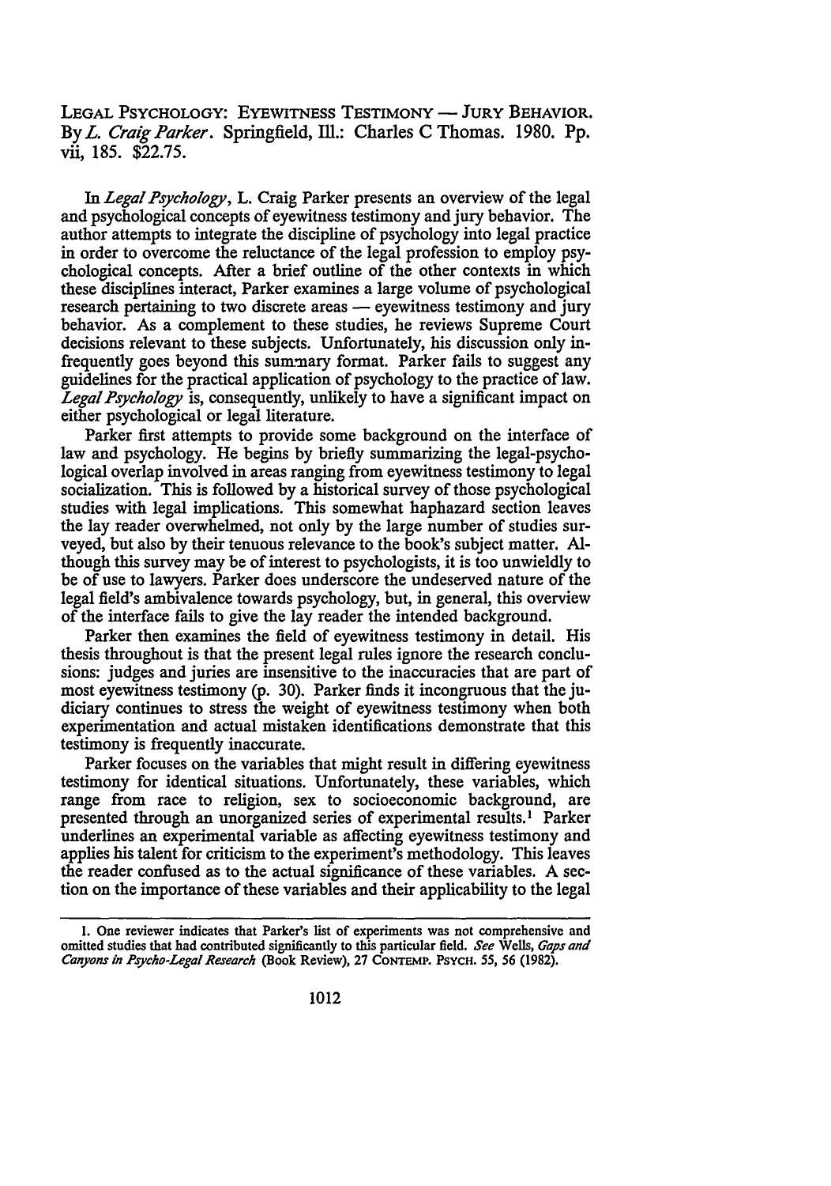LEGAL PSYCHOLOGY: EYEWITNESS TESTIMONY — JURY BEHAVIOR. By *L. Craig Parker*. Springfield, Ill.: Charles C Thomas. 1980. Pp. vii, 185. $22.75.

In *Legal Psychology*, L. Craig Parker presents an overview of the legal and psychological concepts of eyewitness testimony and jury behavior. The author attempts to integrate the discipline of psychology into legal practice in order to overcome the reluctance of the legal profession to employ psychological concepts. After a brief outline of the other contexts in which these disciplines interact, Parker examines a large volume of psychological research pertaining to two discrete areas — eyewitness testimony and jury behavior. As a complement to these studies, he reviews Supreme Court decisions relevant to these subjects. Unfortunately, his discussion only infrequently goes beyond this summary format. Parker fails to suggest any guidelines for the practical application of psychology to the practice of law. *Legal Psychology* is, consequently, unlikely to have a significant impact on either psychological or legal literature.

Parker first attempts to provide some background on the interface of law and psychology. He begins by briefly summarizing the legal-psychological overlap involved in areas ranging from eyewitness testimony to legal socialization. This is followed by a historical survey of those psychological studies with legal implications. This somewhat haphazard section leaves the lay reader overwhelmed, not only by the large number of studies surveyed, but also by their tenuous relevance to the book's subject matter. Although this survey may be of interest to psychologists, it is too unwieldly to be of use to lawyers. Parker does underscore the undeserved nature of the legal field's ambivalence towards psychology, but, in general, this overview of the interface fails to give the lay reader the intended background.

Parker then examines the field of eyewitness testimony in detail. His thesis throughout is that the present legal rules ignore the research conclusions: judges and juries are insensitive to the inaccuracies that are part of most eyewitness testimony (p. 30). Parker finds it incongruous that the judiciary continues to stress the weight of eyewitness testimony when both experimentation and actual mistaken identifications demonstrate that this testimony is frequently inaccurate.

Parker focuses on the variables that might result in differing eyewitness testimony for identical situations. Unfortunately, these variables, which range from race to religion, sex to socioeconomic background, are presented through an unorganized series of experimental results.[1] Parker underlines an experimental variable as affecting eyewitness testimony and applies his talent for criticism to the experiment's methodology. This leaves the reader confused as to the actual significance of these variables. A section on the importance of these variables and their applicability to the legal

---

1. One reviewer indicates that Parker's list of experiments was not comprehensive and omitted studies that had contributed significantly to this particular field. *See* Wells, *Gaps and Canyons in Psycho-Legal Research* (Book Review), 27 CONTEMP. PSYCH. 55, 56 (1982).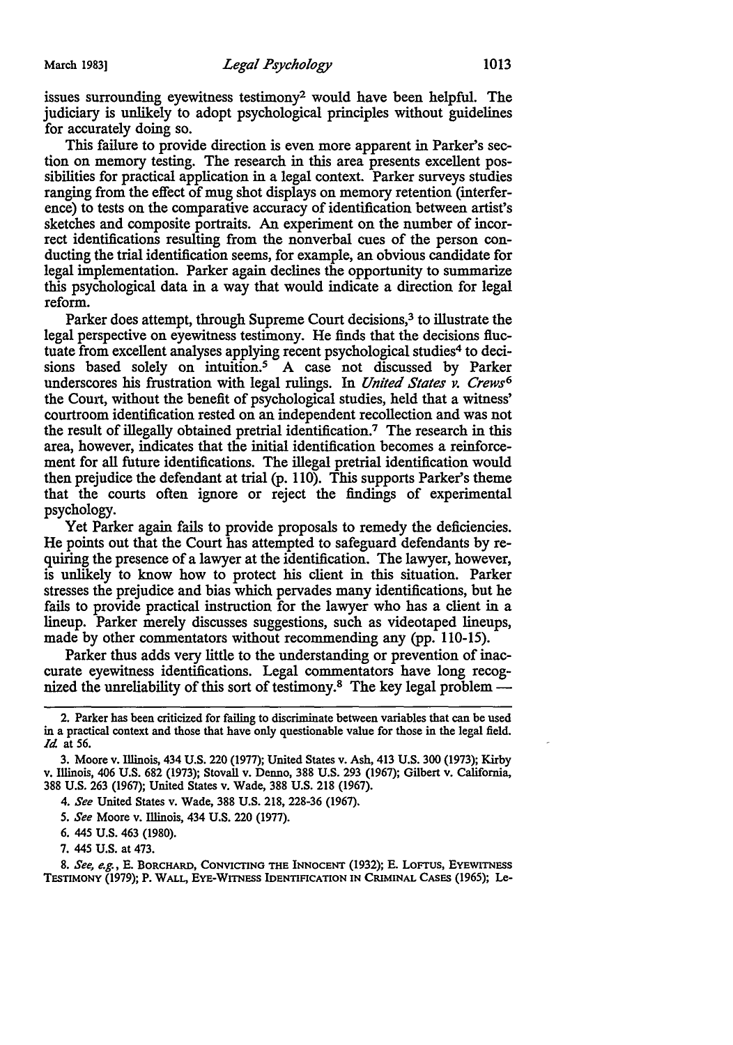issues surrounding eyewitness testimony[2] would have been helpful. The judiciary is unlikely to adopt psychological principles without guidelines for accurately doing so.

This failure to provide direction is even more apparent in Parker's section on memory testing. The research in this area presents excellent possibilities for practical application in a legal context. Parker surveys studies ranging from the effect of mug shot displays on memory retention (interference) to tests on the comparative accuracy of identification between artist's sketches and composite portraits. An experiment on the number of incorrect identifications resulting from the nonverbal cues of the person conducting the trial identification seems, for example, an obvious candidate for legal implementation. Parker again declines the opportunity to summarize this psychological data in a way that would indicate a direction for legal reform.

Parker does attempt, through Supreme Court decisions,[3] to illustrate the legal perspective on eyewitness testimony. He finds that the decisions fluctuate from excellent analyses applying recent psychological studies[4] to decisions based solely on intuition.[5] A case not discussed by Parker underscores his frustration with legal rulings. In *United States v. Crews*[6] the Court, without the benefit of psychological studies, held that a witness' courtroom identification rested on an independent recollection and was not the result of illegally obtained pretrial identification.[7] The research in this area, however, indicates that the initial identification becomes a reinforcement for all future identifications. The illegal pretrial identification would then prejudice the defendant at trial (p. 110). This supports Parker's theme that the courts often ignore or reject the findings of experimental psychology.

Yet Parker again fails to provide proposals to remedy the deficiencies. He points out that the Court has attempted to safeguard defendants by requiring the presence of a lawyer at the identification. The lawyer, however, is unlikely to know how to protect his client in this situation. Parker stresses the prejudice and bias which pervades many identifications, but he fails to provide practical instruction for the lawyer who has a client in a lineup. Parker merely discusses suggestions, such as videotaped lineups, made by other commentators without recommending any (pp. 110-15).

Parker thus adds very little to the understanding or prevention of inaccurate eyewitness identifications. Legal commentators have long recognized the unreliability of this sort of testimony.[8] The key legal problem —

---

2. Parker has been criticized for failing to discriminate between variables that can be used in a practical context and those that have only questionable value for those in the legal field. *Id.* at 56.

3. Moore v. Illinois, 434 U.S. 220 (1977); United States v. Ash, 413 U.S. 300 (1973); Kirby v. Illinois, 406 U.S. 682 (1973); Stovall v. Denno, 388 U.S. 293 (1967); Gilbert v. California, 388 U.S. 263 (1967); United States v. Wade, 388 U.S. 218 (1967).

4. *See* United States v. Wade, 388 U.S. 218, 228-36 (1967).

5. *See* Moore v. Illinois, 434 U.S. 220 (1977).

6. 445 U.S. 463 (1980).

7. 445 U.S. at 473.

8. *See, e.g.*, E. BORCHARD, CONVICTING THE INNOCENT (1932); E. LOFTUS, EYEWITNESS TESTIMONY (1979); P. WALL, EYE-WITNESS IDENTIFICATION IN CRIMINAL CASES (1965); Le-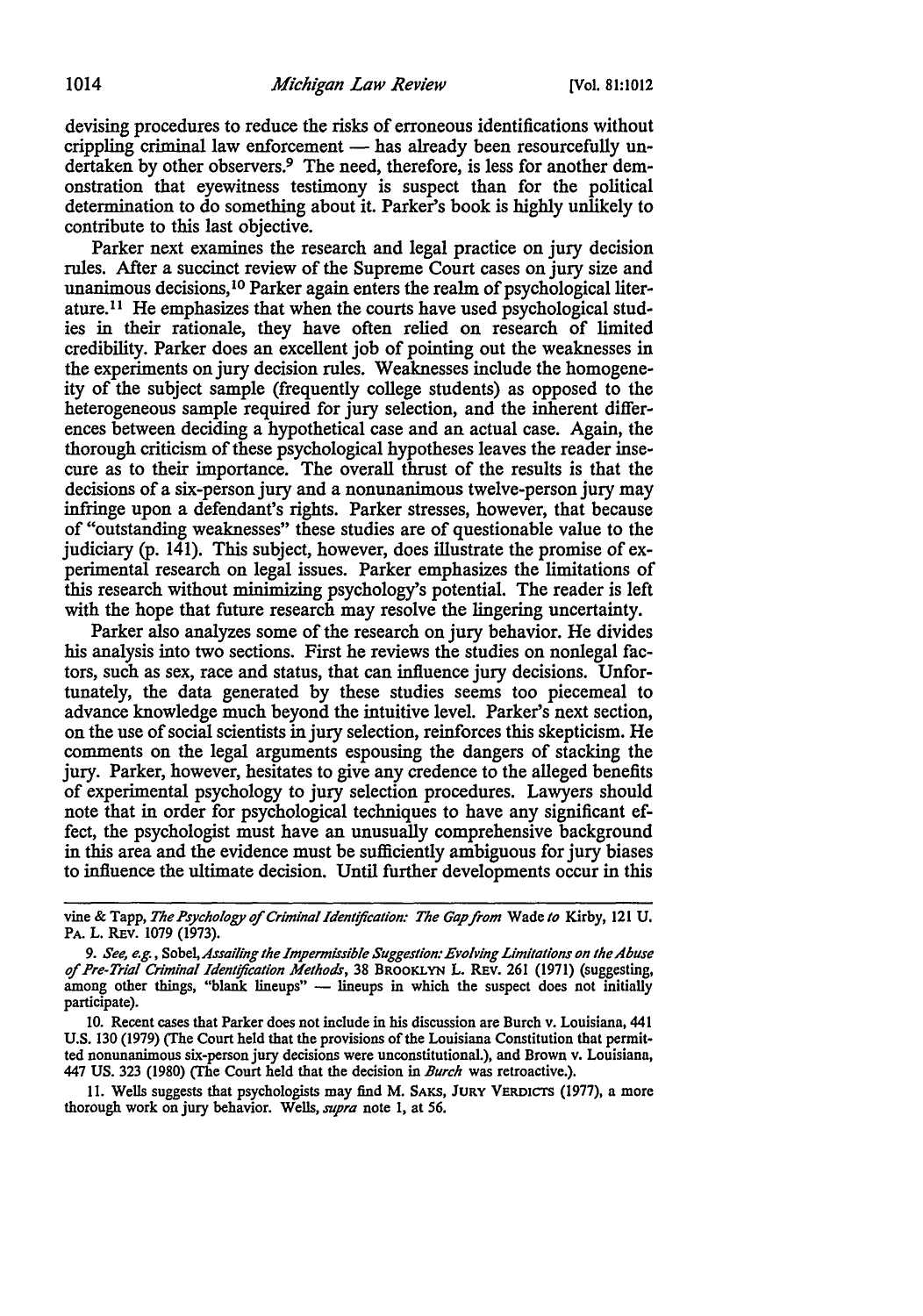devising procedures to reduce the risks of erroneous identifications without crippling criminal law enforcement — has already been resourcefully undertaken by other observers.[9] The need, therefore, is less for another demonstration that eyewitness testimony is suspect than for the political determination to do something about it. Parker's book is highly unlikely to contribute to this last objective.

Parker next examines the research and legal practice on jury decision rules. After a succinct review of the Supreme Court cases on jury size and unanimous decisions,[10] Parker again enters the realm of psychological literature.[11] He emphasizes that when the courts have used psychological studies in their rationale, they have often relied on research of limited credibility. Parker does an excellent job of pointing out the weaknesses in the experiments on jury decision rules. Weaknesses include the homogeneity of the subject sample (frequently college students) as opposed to the heterogeneous sample required for jury selection, and the inherent differences between deciding a hypothetical case and an actual case. Again, the thorough criticism of these psychological hypotheses leaves the reader insecure as to their importance. The overall thrust of the results is that the decisions of a six-person jury and a nonunanimous twelve-person jury may infringe upon a defendant's rights. Parker stresses, however, that because of "outstanding weaknesses" these studies are of questionable value to the judiciary (p. 141). This subject, however, does illustrate the promise of experimental research on legal issues. Parker emphasizes the limitations of this research without minimizing psychology's potential. The reader is left with the hope that future research may resolve the lingering uncertainty.

Parker also analyzes some of the research on jury behavior. He divides his analysis into two sections. First he reviews the studies on nonlegal factors, such as sex, race and status, that can influence jury decisions. Unfortunately, the data generated by these studies seems too piecemeal to advance knowledge much beyond the intuitive level. Parker's next section, on the use of social scientists in jury selection, reinforces this skepticism. He comments on the legal arguments espousing the dangers of stacking the jury. Parker, however, hesitates to give any credence to the alleged benefits of experimental psychology to jury selection procedures. Lawyers should note that in order for psychological techniques to have any significant effect, the psychologist must have an unusually comprehensive background in this area and the evidence must be sufficiently ambiguous for jury biases to influence the ultimate decision. Until further developments occur in this

---

vine & Tapp, *The Psychology of Criminal Identification: The Gap from* Wade *to* Kirby, 121 U. PA. L. REV. 1079 (1973).

9. *See, e.g.*, Sobel, *Assailing the Impermissible Suggestion: Evolving Limitations on the Abuse of Pre-Trial Criminal Identification Methods*, 38 BROOKLYN L. REV. 261 (1971) (suggesting, among other things, "blank lineups" — lineups in which the suspect does not initially participate).

10. Recent cases that Parker does not include in his discussion are Burch v. Louisiana, 441 U.S. 130 (1979) (The Court held that the provisions of the Louisiana Constitution that permitted nonunanimous six-person jury decisions were unconstitutional.), and Brown v. Louisiana, 447 US. 323 (1980) (The Court held that the decision in *Burch* was retroactive.).

11. Wells suggests that psychologists may find M. SAKS, JURY VERDICTS (1977), a more thorough work on jury behavior. Wells, *supra* note 1, at 56.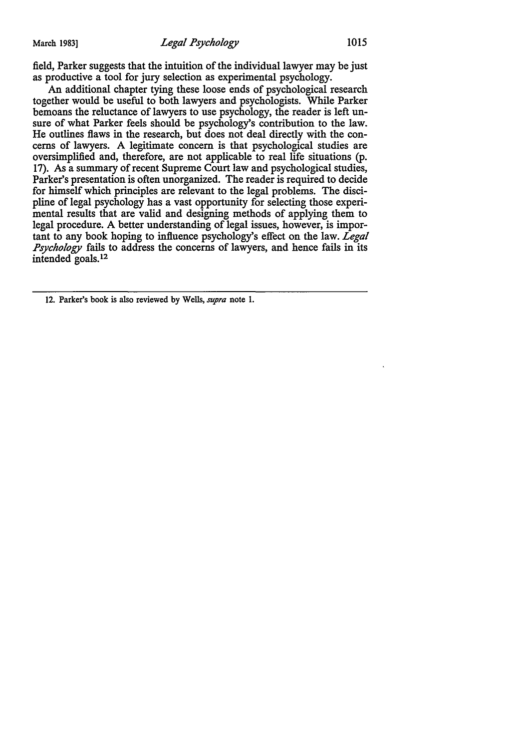field, Parker suggests that the intuition of the individual lawyer may be just as productive a tool for jury selection as experimental psychology.

An additional chapter tying these loose ends of psychological research together would be useful to both lawyers and psychologists. While Parker bemoans the reluctance of lawyers to use psychology, the reader is left unsure of what Parker feels should be psychology's contribution to the law. He outlines flaws in the research, but does not deal directly with the concerns of lawyers. A legitimate concern is that psychological studies are oversimplified and, therefore, are not applicable to real life situations (p. 17). As a summary of recent Supreme Court law and psychological studies, Parker's presentation is often unorganized. The reader is required to decide for himself which principles are relevant to the legal problems. The discipline of legal psychology has a vast opportunity for selecting those experimental results that are valid and designing methods of applying them to legal procedure. A better understanding of legal issues, however, is important to any book hoping to influence psychology's effect on the law. *Legal Psychology* fails to address the concerns of lawyers, and hence fails in its intended goals.[12]

---

12. Parker's book is also reviewed by Wells, *supra* note 1.